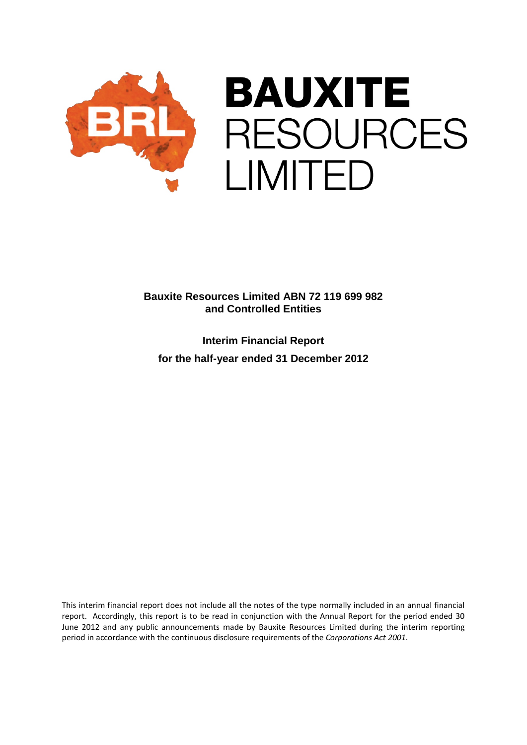# BAUXITE RESOURCES LIMITED

**Bauxite Resources Limited ABN 72 119 699 982**
**and Controlled Entities**

**Interim Financial Report**
**for the half-year ended 31 December 2012**

This interim financial report does not include all the notes of the type normally included in an annual financial report. Accordingly, this report is to be read in conjunction with the Annual Report for the period ended 30 June 2012 and any public announcements made by Bauxite Resources Limited during the interim reporting period in accordance with the continuous disclosure requirements of the *Corporations Act 2001*.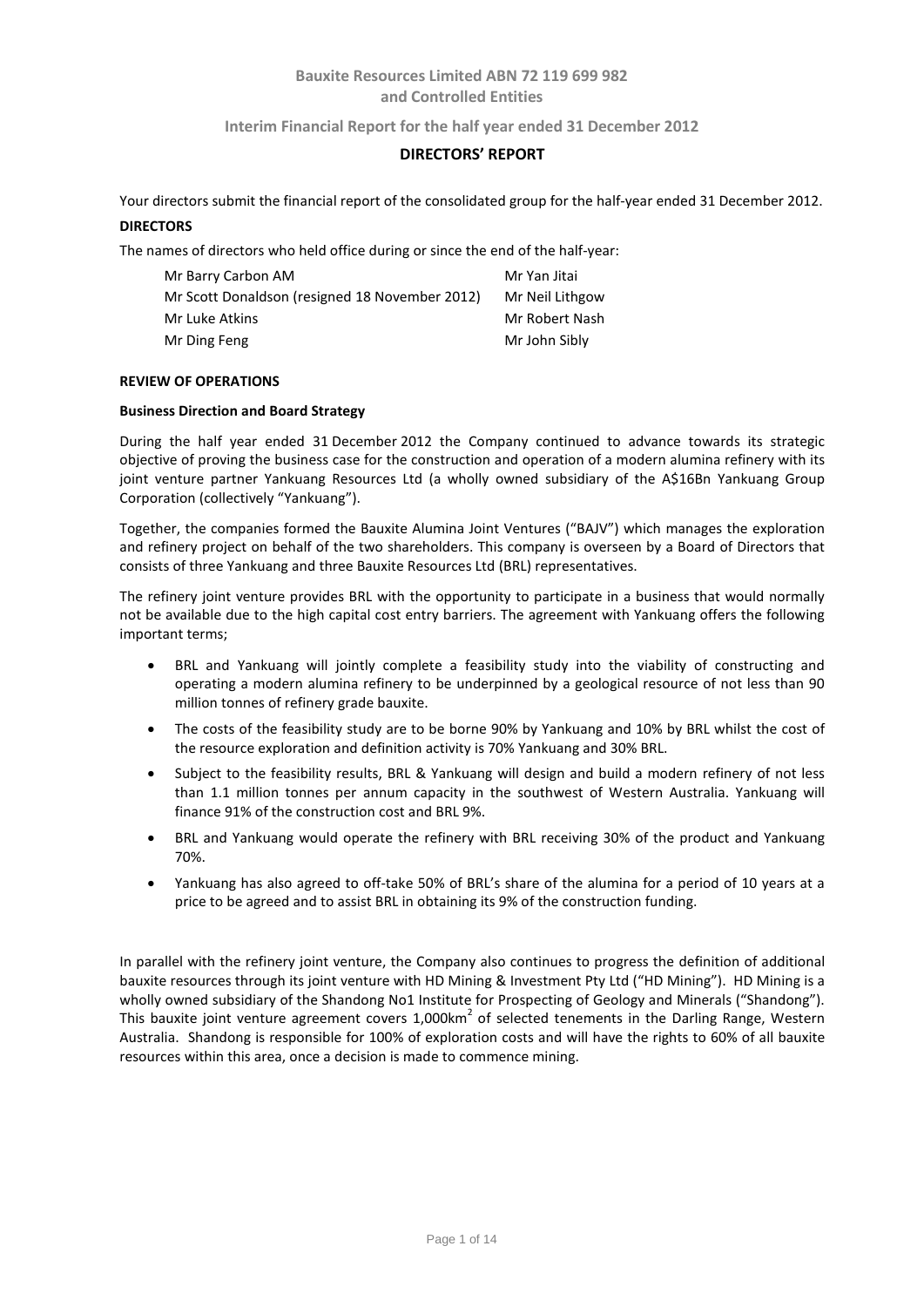# Bauxite Resources Limited ABN 72 119 699 982 and Controlled Entities

## Interim Financial Report for the half year ended 31 December 2012

## DIRECTORS' REPORT

Your directors submit the financial report of the consolidated group for the half-year ended 31 December 2012.

**DIRECTORS**

The names of directors who held office during or since the end of the half-year:

| | |
|---|---|
| Mr Barry Carbon AM | Mr Yan Jitai |
| Mr Scott Donaldson (resigned 18 November 2012) | Mr Neil Lithgow |
| Mr Luke Atkins | Mr Robert Nash |
| Mr Ding Feng | Mr John Sibly |

**REVIEW OF OPERATIONS**

**Business Direction and Board Strategy**

During the half year ended 31 December 2012 the Company continued to advance towards its strategic objective of proving the business case for the construction and operation of a modern alumina refinery with its joint venture partner Yankuang Resources Ltd (a wholly owned subsidiary of the A$16Bn Yankuang Group Corporation (collectively "Yankuang").

Together, the companies formed the Bauxite Alumina Joint Ventures ("BAJV") which manages the exploration and refinery project on behalf of the two shareholders. This company is overseen by a Board of Directors that consists of three Yankuang and three Bauxite Resources Ltd (BRL) representatives.

The refinery joint venture provides BRL with the opportunity to participate in a business that would normally not be available due to the high capital cost entry barriers. The agreement with Yankuang offers the following important terms;

- BRL and Yankuang will jointly complete a feasibility study into the viability of constructing and operating a modern alumina refinery to be underpinned by a geological resource of not less than 90 million tonnes of refinery grade bauxite.
- The costs of the feasibility study are to be borne 90% by Yankuang and 10% by BRL whilst the cost of the resource exploration and definition activity is 70% Yankuang and 30% BRL.
- Subject to the feasibility results, BRL & Yankuang will design and build a modern refinery of not less than 1.1 million tonnes per annum capacity in the southwest of Western Australia. Yankuang will finance 91% of the construction cost and BRL 9%.
- BRL and Yankuang would operate the refinery with BRL receiving 30% of the product and Yankuang 70%.
- Yankuang has also agreed to off-take 50% of BRL's share of the alumina for a period of 10 years at a price to be agreed and to assist BRL in obtaining its 9% of the construction funding.

In parallel with the refinery joint venture, the Company also continues to progress the definition of additional bauxite resources through its joint venture with HD Mining & Investment Pty Ltd ("HD Mining"). HD Mining is a wholly owned subsidiary of the Shandong No1 Institute for Prospecting of Geology and Minerals ("Shandong"). This bauxite joint venture agreement covers 1,000km$^2$ of selected tenements in the Darling Range, Western Australia. Shandong is responsible for 100% of exploration costs and will have the rights to 60% of all bauxite resources within this area, once a decision is made to commence mining.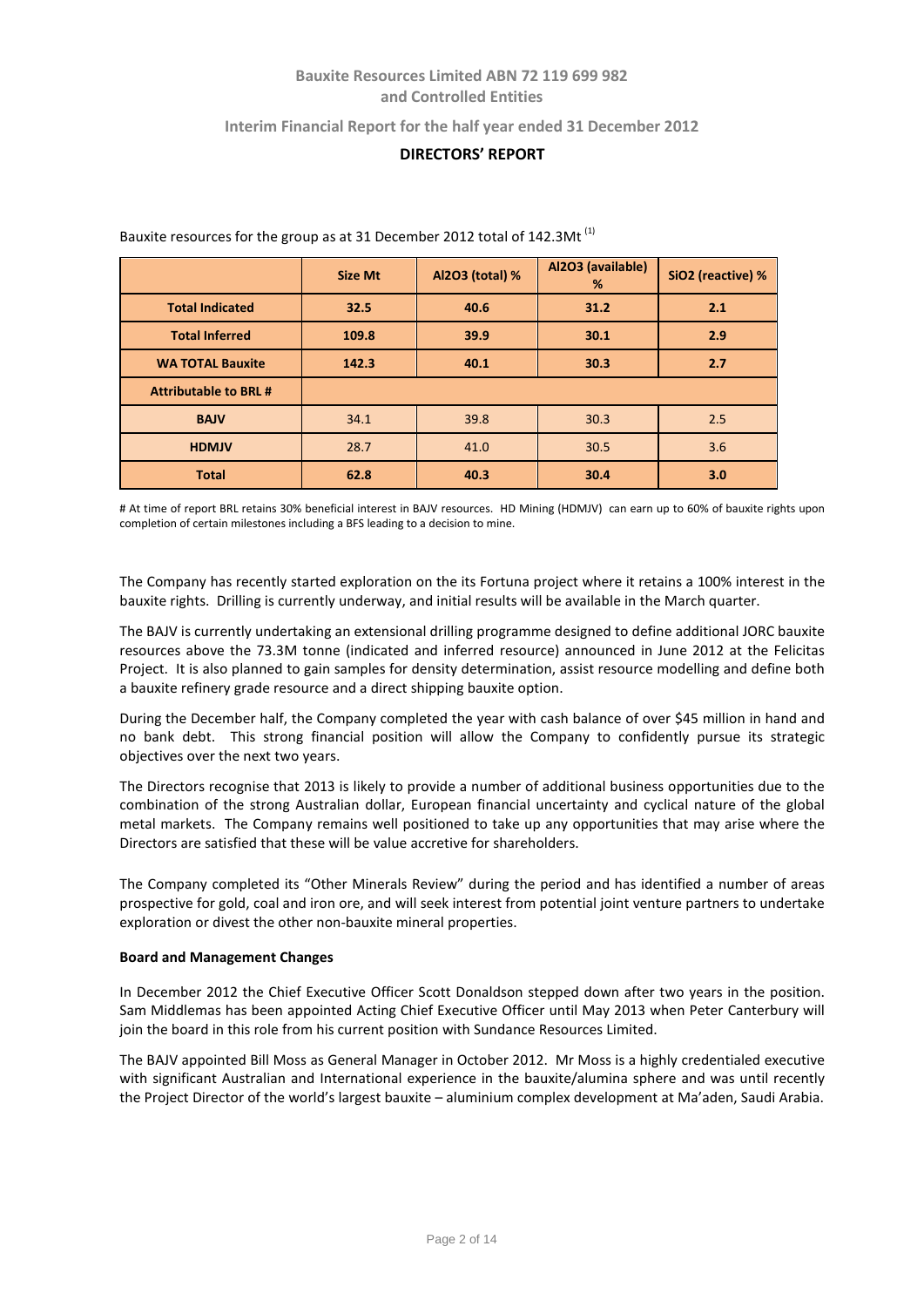Bauxite resources for the group as at 31 December 2012 total of 142.3Mt [(1)]

| | Size Mt | $Al_2O_3$ (total) % | $Al_2O_3$ (available) % | $SiO_2$ (reactive) % |
|---|---|---|---|---|
| **Total Indicated** | **32.5** | **40.6** | **31.2** | **2.1** |
| **Total Inferred** | **109.8** | **39.9** | **30.1** | **2.9** |
| **WA TOTAL Bauxite** | **142.3** | **40.1** | **30.3** | **2.7** |
| **Attributable to BRL #** | | | | |
| **BAJV** | 34.1 | 39.8 | 30.3 | 2.5 |
| **HDMJV** | 28.7 | 41.0 | 30.5 | 3.6 |
| **Total** | **62.8** | **40.3** | **30.4** | **3.0** |

# At time of report BRL retains 30% beneficial interest in BAJV resources. HD Mining (HDMJV) can earn up to 60% of bauxite rights upon completion of certain milestones including a BFS leading to a decision to mine.

The Company has recently started exploration on the its Fortuna project where it retains a 100% interest in the bauxite rights. Drilling is currently underway, and initial results will be available in the March quarter.

The BAJV is currently undertaking an extensional drilling programme designed to define additional JORC bauxite resources above the 73.3M tonne (indicated and inferred resource) announced in June 2012 at the Felicitas Project. It is also planned to gain samples for density determination, assist resource modelling and define both a bauxite refinery grade resource and a direct shipping bauxite option.

During the December half, the Company completed the year with cash balance of over $45 million in hand and no bank debt. This strong financial position will allow the Company to confidently pursue its strategic objectives over the next two years.

The Directors recognise that 2013 is likely to provide a number of additional business opportunities due to the combination of the strong Australian dollar, European financial uncertainty and cyclical nature of the global metal markets. The Company remains well positioned to take up any opportunities that may arise where the Directors are satisfied that these will be value accretive for shareholders.

The Company completed its "Other Minerals Review" during the period and has identified a number of areas prospective for gold, coal and iron ore, and will seek interest from potential joint venture partners to undertake exploration or divest the other non-bauxite mineral properties.

**Board and Management Changes**

In December 2012 the Chief Executive Officer Scott Donaldson stepped down after two years in the position. Sam Middlemas has been appointed Acting Chief Executive Officer until May 2013 when Peter Canterbury will join the board in this role from his current position with Sundance Resources Limited.

The BAJV appointed Bill Moss as General Manager in October 2012. Mr Moss is a highly credentialed executive with significant Australian and International experience in the bauxite/alumina sphere and was until recently the Project Director of the world's largest bauxite – aluminium complex development at Ma'aden, Saudi Arabia.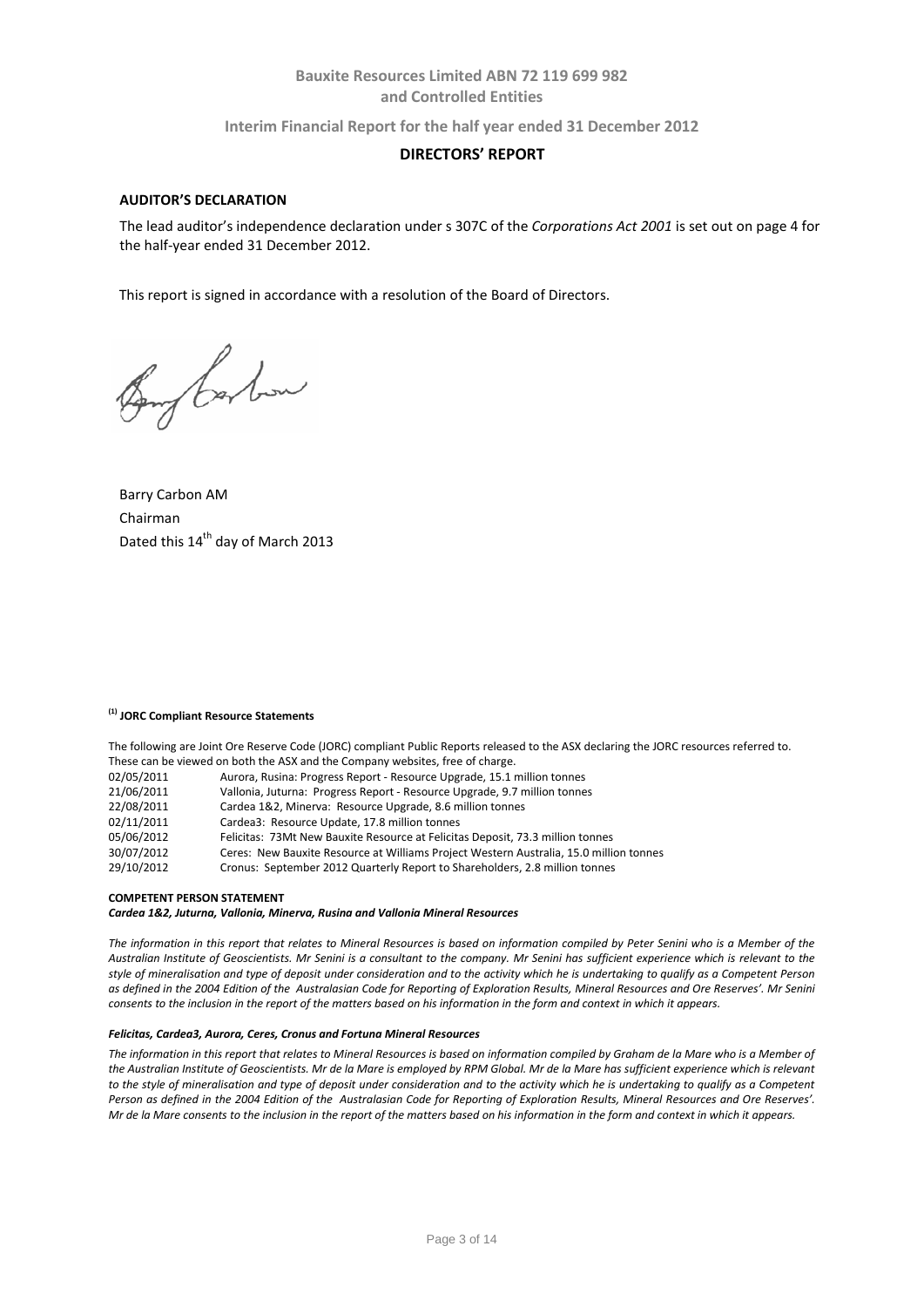## AUDITOR'S DECLARATION

The lead auditor's independence declaration under s 307C of the *Corporations Act 2001* is set out on page 4 for the half-year ended 31 December 2012.

This report is signed in accordance with a resolution of the Board of Directors.

Barry Carbon AM
Chairman
Dated this 14th day of March 2013

**[1] JORC Compliant Resource Statements**

The following are Joint Ore Reserve Code (JORC) compliant Public Reports released to the ASX declaring the JORC resources referred to. These can be viewed on both the ASX and the Company websites, free of charge.

| | |
|---|---|
| 02/05/2011 | Aurora, Rusina: Progress Report - Resource Upgrade, 15.1 million tonnes |
| 21/06/2011 | Vallonia, Juturna: Progress Report - Resource Upgrade, 9.7 million tonnes |
| 22/08/2011 | Cardea 1&2, Minerva: Resource Upgrade, 8.6 million tonnes |
| 02/11/2011 | Cardea3: Resource Update, 17.8 million tonnes |
| 05/06/2012 | Felicitas: 73Mt New Bauxite Resource at Felicitas Deposit, 73.3 million tonnes |
| 30/07/2012 | Ceres: New Bauxite Resource at Williams Project Western Australia, 15.0 million tonnes |
| 29/10/2012 | Cronus: September 2012 Quarterly Report to Shareholders, 2.8 million tonnes |

**COMPETENT PERSON STATEMENT**

***Cardea 1&2, Juturna, Vallonia, Minerva, Rusina and Vallonia Mineral Resources***

*The information in this report that relates to Mineral Resources is based on information compiled by Peter Senini who is a Member of the Australian Institute of Geoscientists. Mr Senini is a consultant to the company. Mr Senini has sufficient experience which is relevant to the style of mineralisation and type of deposit under consideration and to the activity which he is undertaking to qualify as a Competent Person as defined in the 2004 Edition of the Australasian Code for Reporting of Exploration Results, Mineral Resources and Ore Reserves'. Mr Senini consents to the inclusion in the report of the matters based on his information in the form and context in which it appears.*

***Felicitas, Cardea3, Aurora, Ceres, Cronus and Fortuna Mineral Resources***

*The information in this report that relates to Mineral Resources is based on information compiled by Graham de la Mare who is a Member of the Australian Institute of Geoscientists. Mr de la Mare is employed by RPM Global. Mr de la Mare has sufficient experience which is relevant to the style of mineralisation and type of deposit under consideration and to the activity which he is undertaking to qualify as a Competent Person as defined in the 2004 Edition of the Australasian Code for Reporting of Exploration Results, Mineral Resources and Ore Reserves'. Mr de la Mare consents to the inclusion in the report of the matters based on his information in the form and context in which it appears.*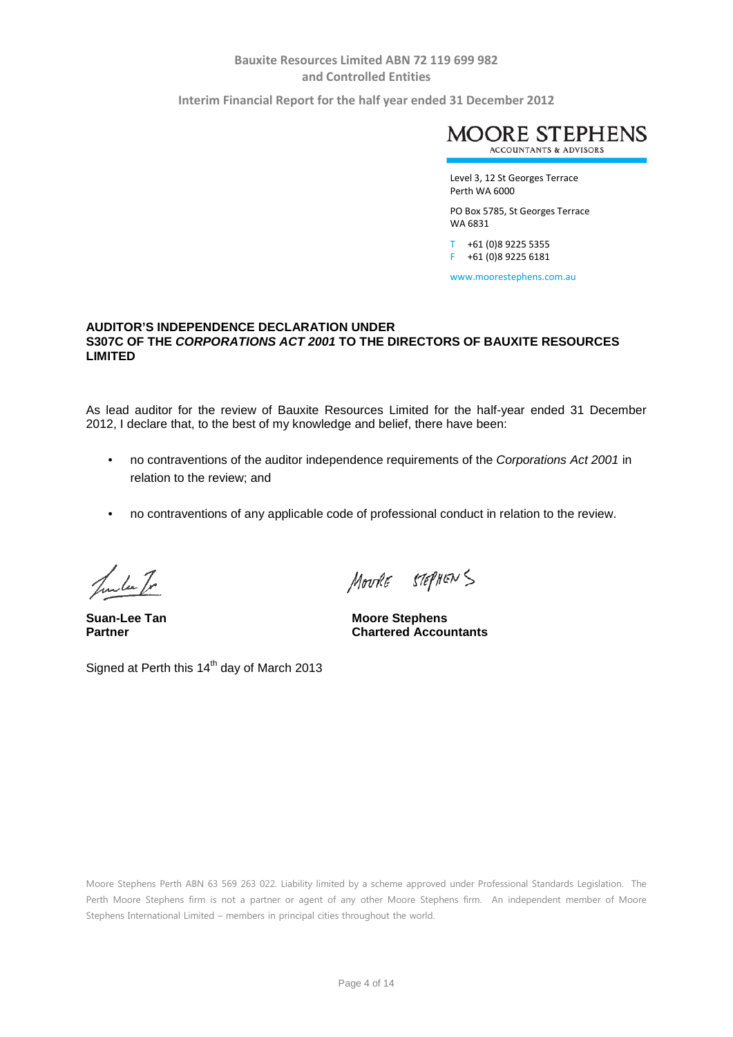MOORE STEPHENS
ACCOUNTANTS & ADVISORS

Level 3, 12 St Georges Terrace
Perth WA 6000

PO Box 5785, St Georges Terrace
WA 6831

T +61 (0)8 9225 5355
F +61 (0)8 9225 6181

www.moorestephens.com.au

**AUDITOR'S INDEPENDENCE DECLARATION UNDER S307C OF THE *CORPORATIONS ACT 2001* TO THE DIRECTORS OF BAUXITE RESOURCES LIMITED**

As lead auditor for the review of Bauxite Resources Limited for the half-year ended 31 December 2012, I declare that, to the best of my knowledge and belief, there have been:

- no contraventions of the auditor independence requirements of the *Corporations Act 2001* in relation to the review; and
- no contraventions of any applicable code of professional conduct in relation to the review.

**Suan-Lee Tan**
**Partner**

**Moore Stephens**
**Chartered Accountants**

Signed at Perth this 14th day of March 2013

Moore Stephens Perth ABN 63 569 263 022. Liability limited by a scheme approved under Professional Standards Legislation. The Perth Moore Stephens firm is not a partner or agent of any other Moore Stephens firm. An independent member of Moore Stephens International Limited – members in principal cities throughout the world.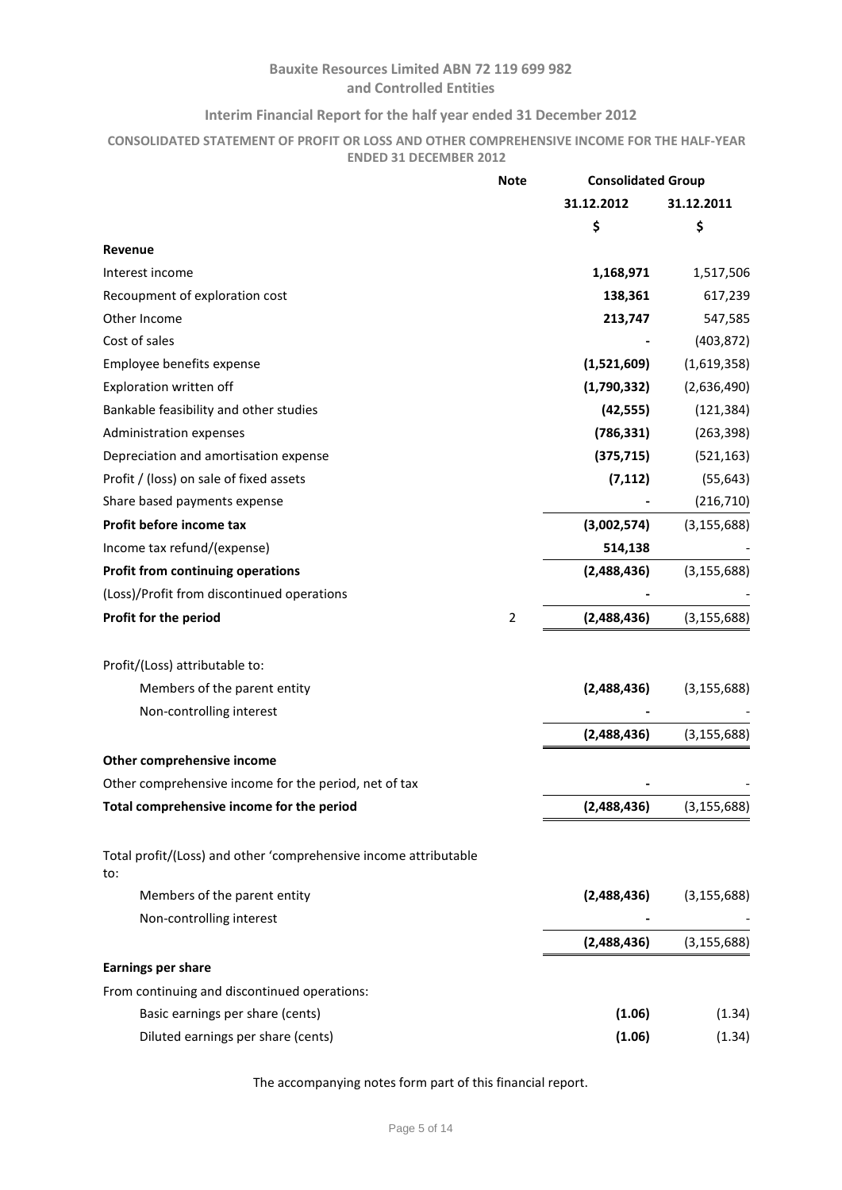## Bauxite Resources Limited ABN 72 119 699 982 and Controlled Entities

### Interim Financial Report for the half year ended 31 December 2012

### CONSOLIDATED STATEMENT OF PROFIT OR LOSS AND OTHER COMPREHENSIVE INCOME FOR THE HALF-YEAR ENDED 31 DECEMBER 2012

| | Note | Consolidated Group | |
|---|---|---|---|
| | | 31.12.2012 | 31.12.2011 |
| | | $ | $ |
| **Revenue** | | | |
| Interest income | | **1,168,971** | 1,517,506 |
| Recoupment of exploration cost | | **138,361** | 617,239 |
| Other Income | | **213,747** | 547,585 |
| Cost of sales | | **-** | (403,872) |
| Employee benefits expense | | **(1,521,609)** | (1,619,358) |
| Exploration written off | | **(1,790,332)** | (2,636,490) |
| Bankable feasibility and other studies | | **(42,555)** | (121,384) |
| Administration expenses | | **(786,331)** | (263,398) |
| Depreciation and amortisation expense | | **(375,715)** | (521,163) |
| Profit / (loss) on sale of fixed assets | | **(7,112)** | (55,643) |
| Share based payments expense | | **-** | (216,710) |
| **Profit before income tax** | | **(3,002,574)** | (3,155,688) |
| Income tax refund/(expense) | | **514,138** | - |
| **Profit from continuing operations** | | **(2,488,436)** | (3,155,688) |
| (Loss)/Profit from discontinued operations | | **-** | - |
| **Profit for the period** | 2 | **(2,488,436)** | (3,155,688) |
| | | | |
| Profit/(Loss) attributable to: | | | |
| Members of the parent entity | | **(2,488,436)** | (3,155,688) |
| Non-controlling interest | | **-** | - |
| | | **(2,488,436)** | (3,155,688) |
| **Other comprehensive income** | | | |
| Other comprehensive income for the period, net of tax | | **-** | - |
| **Total comprehensive income for the period** | | **(2,488,436)** | (3,155,688) |
| | | | |
| Total profit/(Loss) and other 'comprehensive income attributable to: | | | |
| Members of the parent entity | | **(2,488,436)** | (3,155,688) |
| Non-controlling interest | | **-** | - |
| | | **(2,488,436)** | (3,155,688) |
| **Earnings per share** | | | |
| From continuing and discontinued operations: | | | |
| Basic earnings per share (cents) | | **(1.06)** | (1.34) |
| Diluted earnings per share (cents) | | **(1.06)** | (1.34) |

The accompanying notes form part of this financial report.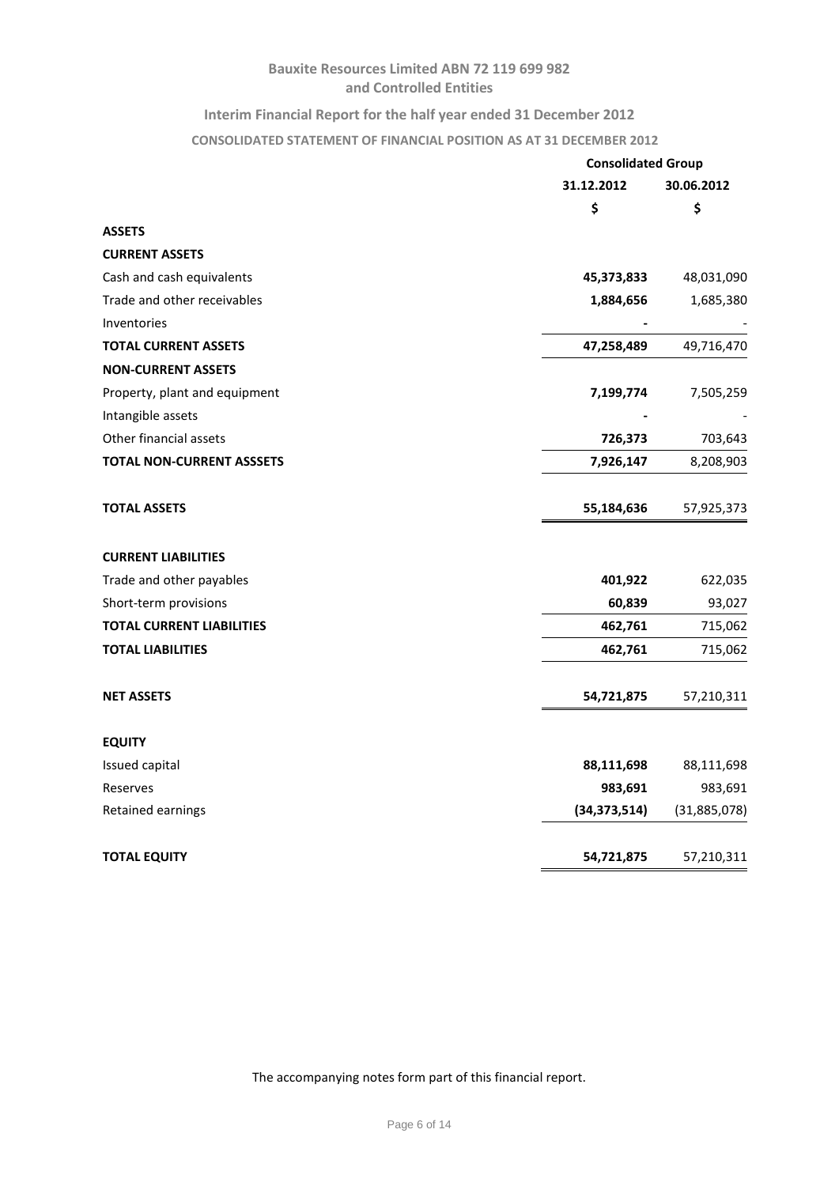# Bauxite Resources Limited ABN 72 119 699 982
## and Controlled Entities

### Interim Financial Report for the half year ended 31 December 2012

### CONSOLIDATED STATEMENT OF FINANCIAL POSITION AS AT 31 DECEMBER 2012

| | Consolidated Group | |
|---|---|---|
| | **31.12.2012** | **30.06.2012** |
| | **$** | **$** |
| **ASSETS** | | |
| **CURRENT ASSETS** | | |
| Cash and cash equivalents | **45,373,833** | 48,031,090 |
| Trade and other receivables | **1,884,656** | 1,685,380 |
| Inventories | **-** | - |
| **TOTAL CURRENT ASSETS** | **47,258,489** | 49,716,470 |
| **NON-CURRENT ASSETS** | | |
| Property, plant and equipment | **7,199,774** | 7,505,259 |
| Intangible assets | **-** | - |
| Other financial assets | **726,373** | 703,643 |
| **TOTAL NON-CURRENT ASSSETS** | **7,926,147** | 8,208,903 |
| | | |
| **TOTAL ASSETS** | **55,184,636** | 57,925,373 |
| | | |
| **CURRENT LIABILITIES** | | |
| Trade and other payables | **401,922** | 622,035 |
| Short-term provisions | **60,839** | 93,027 |
| **TOTAL CURRENT LIABILITIES** | **462,761** | 715,062 |
| **TOTAL LIABILITIES** | **462,761** | 715,062 |
| | | |
| **NET ASSETS** | **54,721,875** | 57,210,311 |
| | | |
| **EQUITY** | | |
| Issued capital | **88,111,698** | 88,111,698 |
| Reserves | **983,691** | 983,691 |
| Retained earnings | **(34,373,514)** | (31,885,078) |
| | | |
| **TOTAL EQUITY** | **54,721,875** | 57,210,311 |

The accompanying notes form part of this financial report.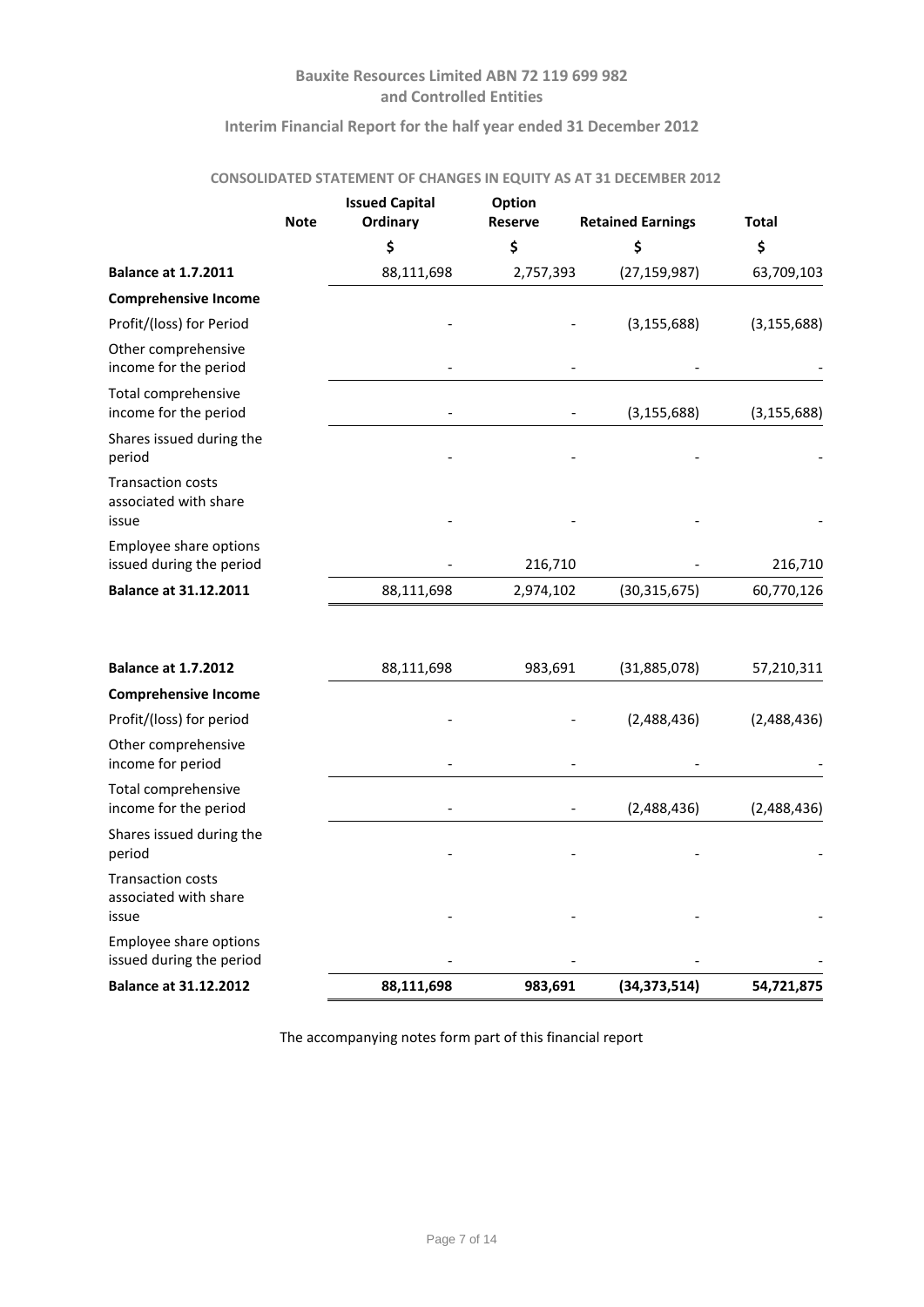**Bauxite Resources Limited ABN 72 119 699 982**
**and Controlled Entities**

**Interim Financial Report for the half year ended 31 December 2012**

**CONSOLIDATED STATEMENT OF CHANGES IN EQUITY AS AT 31 DECEMBER 2012**

| | Note | Issued Capital Ordinary | Option Reserve | Retained Earnings | Total |
|---|---|---|---|---|---|
| | | $ | $ | $ | $ |
| **Balance at 1.7.2011** | | 88,111,698 | 2,757,393 | (27,159,987) | 63,709,103 |
| **Comprehensive Income** | | | | | |
| Profit/(loss) for Period | | - | - | (3,155,688) | (3,155,688) |
| Other comprehensive income for the period | | - | - | - | - |
| Total comprehensive income for the period | | - | - | (3,155,688) | (3,155,688) |
| Shares issued during the period | | - | - | - | - |
| Transaction costs associated with share issue | | - | - | - | - |
| Employee share options issued during the period | | - | 216,710 | - | 216,710 |
| **Balance at 31.12.2011** | | 88,111,698 | 2,974,102 | (30,315,675) | 60,770,126 |
| | | | | | |
| **Balance at 1.7.2012** | | 88,111,698 | 983,691 | (31,885,078) | 57,210,311 |
| **Comprehensive Income** | | | | | |
| Profit/(loss) for period | | - | - | (2,488,436) | (2,488,436) |
| Other comprehensive income for period | | - | - | - | - |
| Total comprehensive income for the period | | - | - | (2,488,436) | (2,488,436) |
| Shares issued during the period | | - | - | - | - |
| Transaction costs associated with share issue | | - | - | - | - |
| Employee share options issued during the period | | - | - | - | - |
| **Balance at 31.12.2012** | | **88,111,698** | **983,691** | **(34,373,514)** | **54,721,875** |

The accompanying notes form part of this financial report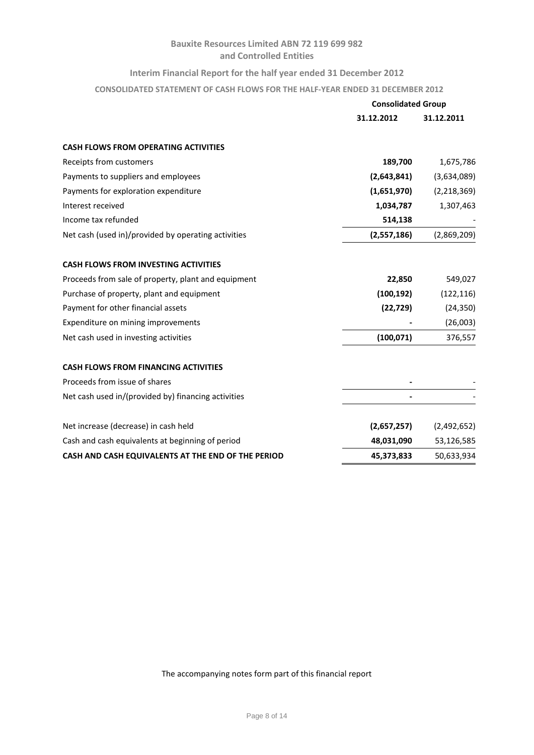# Bauxite Resources Limited ABN 72 119 699 982
## and Controlled Entities

### Interim Financial Report for the half year ended 31 December 2012

**CONSOLIDATED STATEMENT OF CASH FLOWS FOR THE HALF-YEAR ENDED 31 DECEMBER 2012**

| | Consolidated Group | |
|---|---|---|
| | **31.12.2012** | **31.12.2011** |
| **CASH FLOWS FROM OPERATING ACTIVITIES** | | |
| Receipts from customers | **189,700** | 1,675,786 |
| Payments to suppliers and employees | **(2,643,841)** | (3,634,089) |
| Payments for exploration expenditure | **(1,651,970)** | (2,218,369) |
| Interest received | **1,034,787** | 1,307,463 |
| Income tax refunded | **514,138** | - |
| Net cash (used in)/provided by operating activities | **(2,557,186)** | (2,869,209) |
| **CASH FLOWS FROM INVESTING ACTIVITIES** | | |
| Proceeds from sale of property, plant and equipment | **22,850** | 549,027 |
| Purchase of property, plant and equipment | **(100,192)** | (122,116) |
| Payment for other financial assets | **(22,729)** | (24,350) |
| Expenditure on mining improvements | **-** | (26,003) |
| Net cash used in investing activities | **(100,071)** | 376,557 |
| **CASH FLOWS FROM FINANCING ACTIVITIES** | | |
| Proceeds from issue of shares | **-** | - |
| Net cash used in/(provided by) financing activities | **-** | - |
| Net increase (decrease) in cash held | **(2,657,257)** | (2,492,652) |
| Cash and cash equivalents at beginning of period | **48,031,090** | 53,126,585 |
| **CASH AND CASH EQUIVALENTS AT THE END OF THE PERIOD** | **45,373,833** | 50,633,934 |

The accompanying notes form part of this financial report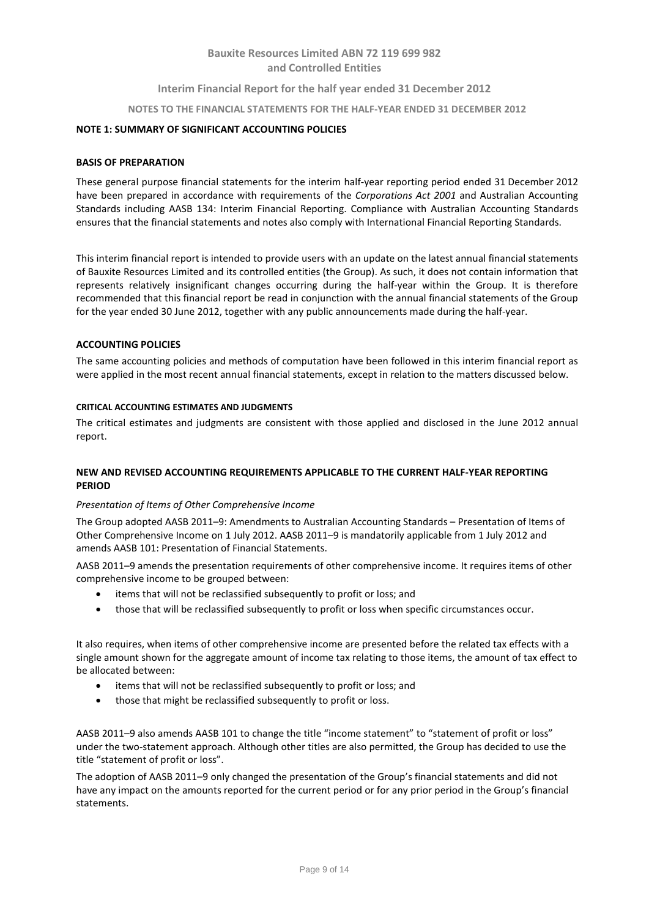## NOTE 1: SUMMARY OF SIGNIFICANT ACCOUNTING POLICIES

### BASIS OF PREPARATION

These general purpose financial statements for the interim half-year reporting period ended 31 December 2012 have been prepared in accordance with requirements of the *Corporations Act 2001* and Australian Accounting Standards including AASB 134: Interim Financial Reporting. Compliance with Australian Accounting Standards ensures that the financial statements and notes also comply with International Financial Reporting Standards.

This interim financial report is intended to provide users with an update on the latest annual financial statements of Bauxite Resources Limited and its controlled entities (the Group). As such, it does not contain information that represents relatively insignificant changes occurring during the half-year within the Group. It is therefore recommended that this financial report be read in conjunction with the annual financial statements of the Group for the year ended 30 June 2012, together with any public announcements made during the half-year.

### ACCOUNTING POLICIES

The same accounting policies and methods of computation have been followed in this interim financial report as were applied in the most recent annual financial statements, except in relation to the matters discussed below.

#### CRITICAL ACCOUNTING ESTIMATES AND JUDGMENTS

The critical estimates and judgments are consistent with those applied and disclosed in the June 2012 annual report.

### NEW AND REVISED ACCOUNTING REQUIREMENTS APPLICABLE TO THE CURRENT HALF-YEAR REPORTING PERIOD

*Presentation of Items of Other Comprehensive Income*

The Group adopted AASB 2011–9: Amendments to Australian Accounting Standards – Presentation of Items of Other Comprehensive Income on 1 July 2012. AASB 2011–9 is mandatorily applicable from 1 July 2012 and amends AASB 101: Presentation of Financial Statements.

AASB 2011–9 amends the presentation requirements of other comprehensive income. It requires items of other comprehensive income to be grouped between:

- items that will not be reclassified subsequently to profit or loss; and
- those that will be reclassified subsequently to profit or loss when specific circumstances occur.

It also requires, when items of other comprehensive income are presented before the related tax effects with a single amount shown for the aggregate amount of income tax relating to those items, the amount of tax effect to be allocated between:

- items that will not be reclassified subsequently to profit or loss; and
- those that might be reclassified subsequently to profit or loss.

AASB 2011–9 also amends AASB 101 to change the title "income statement" to "statement of profit or loss" under the two-statement approach. Although other titles are also permitted, the Group has decided to use the title "statement of profit or loss".

The adoption of AASB 2011–9 only changed the presentation of the Group's financial statements and did not have any impact on the amounts reported for the current period or for any prior period in the Group's financial statements.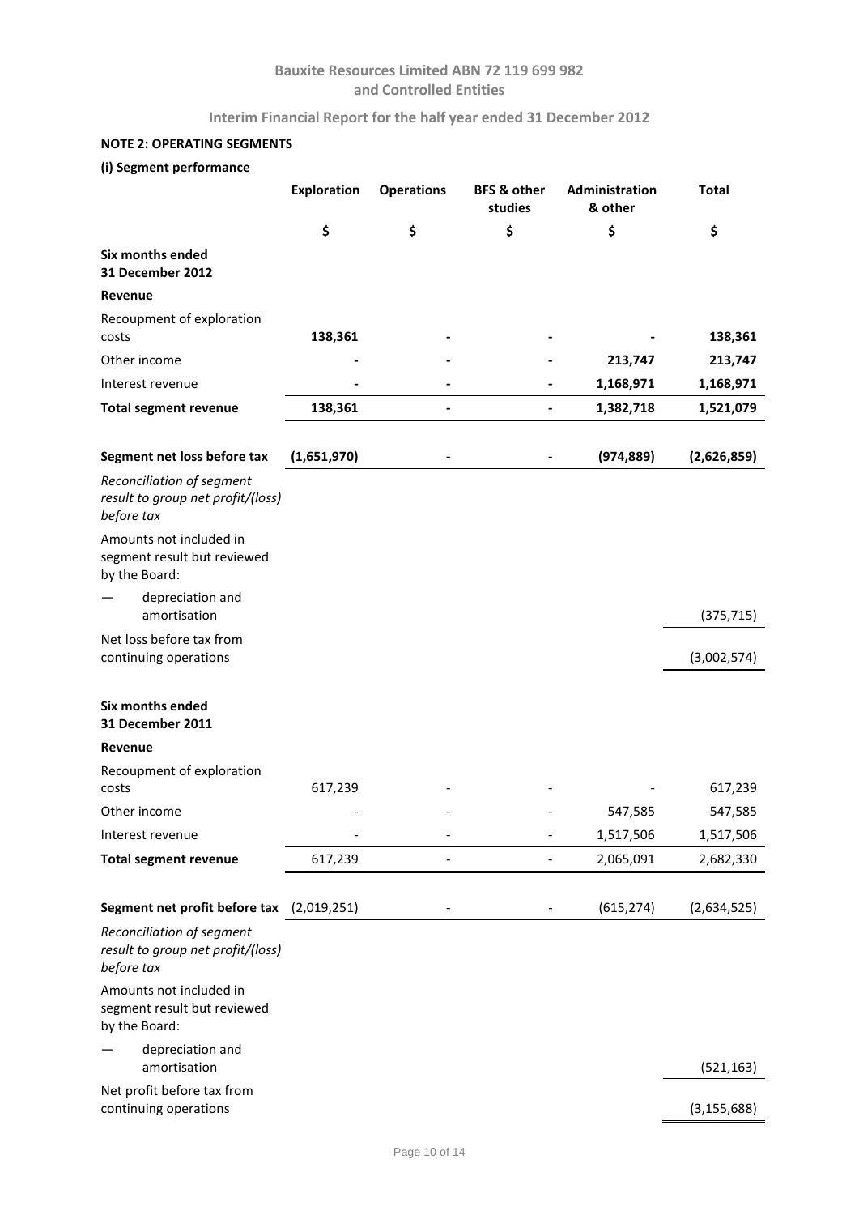# Bauxite Resources Limited ABN 72 119 699 982 and Controlled Entities

## Interim Financial Report for the half year ended 31 December 2012

### NOTE 2: OPERATING SEGMENTS

#### (i) Segment performance

| | Exploration | Operations | BFS & other studies | Administration & other | Total |
|---|---|---|---|---|---|
| | $ | $ | $ | $ | $ |
| **Six months ended 31 December 2012** | | | | | |
| **Revenue** | | | | | |
| Recoupment of exploration costs | **138,361** | **-** | **-** | **-** | **138,361** |
| Other income | **-** | **-** | **-** | **213,747** | **213,747** |
| Interest revenue | **-** | **-** | **-** | **1,168,971** | **1,168,971** |
| **Total segment revenue** | **138,361** | **-** | **-** | **1,382,718** | **1,521,079** |
| **Segment net loss before tax** | **(1,651,970)** | **-** | **-** | **(974,889)** | **(2,626,859)** |
| *Reconciliation of segment result to group net profit/(loss) before tax* | | | | | |
| Amounts not included in segment result but reviewed by the Board: | | | | | |
| — depreciation and amortisation | | | | | (375,715) |
| Net loss before tax from continuing operations | | | | | (3,002,574) |
| **Six months ended 31 December 2011** | | | | | |
| **Revenue** | | | | | |
| Recoupment of exploration costs | 617,239 | - | - | - | 617,239 |
| Other income | - | - | - | 547,585 | 547,585 |
| Interest revenue | - | - | - | 1,517,506 | 1,517,506 |
| **Total segment revenue** | 617,239 | - | - | 2,065,091 | 2,682,330 |
| **Segment net profit before tax** | (2,019,251) | - | - | (615,274) | (2,634,525) |
| *Reconciliation of segment result to group net profit/(loss) before tax* | | | | | |
| Amounts not included in segment result but reviewed by the Board: | | | | | |
| — depreciation and amortisation | | | | | (521,163) |
| Net profit before tax from continuing operations | | | | | (3,155,688) |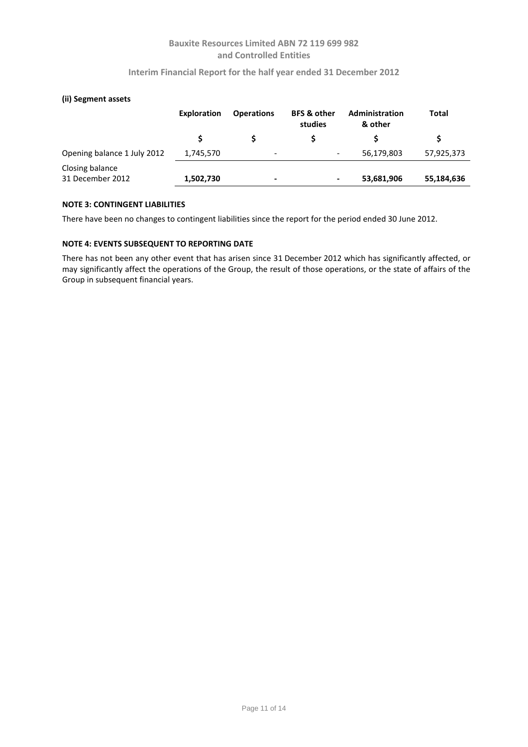#### (ii) Segment assets

| | Exploration | Operations | BFS & other studies | Administration & other | Total |
|---|---|---|---|---|---|
| | $ | $ | $ | $ | $ |
| Opening balance 1 July 2012 | 1,745,570 | - | - | 56,179,803 | 57,925,373 |
| Closing balance 31 December 2012 | **1,502,730** | **-** | **-** | **53,681,906** | **55,184,636** |

#### NOTE 3: CONTINGENT LIABILITIES

There have been no changes to contingent liabilities since the report for the period ended 30 June 2012.

#### NOTE 4: EVENTS SUBSEQUENT TO REPORTING DATE

There has not been any other event that has arisen since 31 December 2012 which has significantly affected, or may significantly affect the operations of the Group, the result of those operations, or the state of affairs of the Group in subsequent financial years.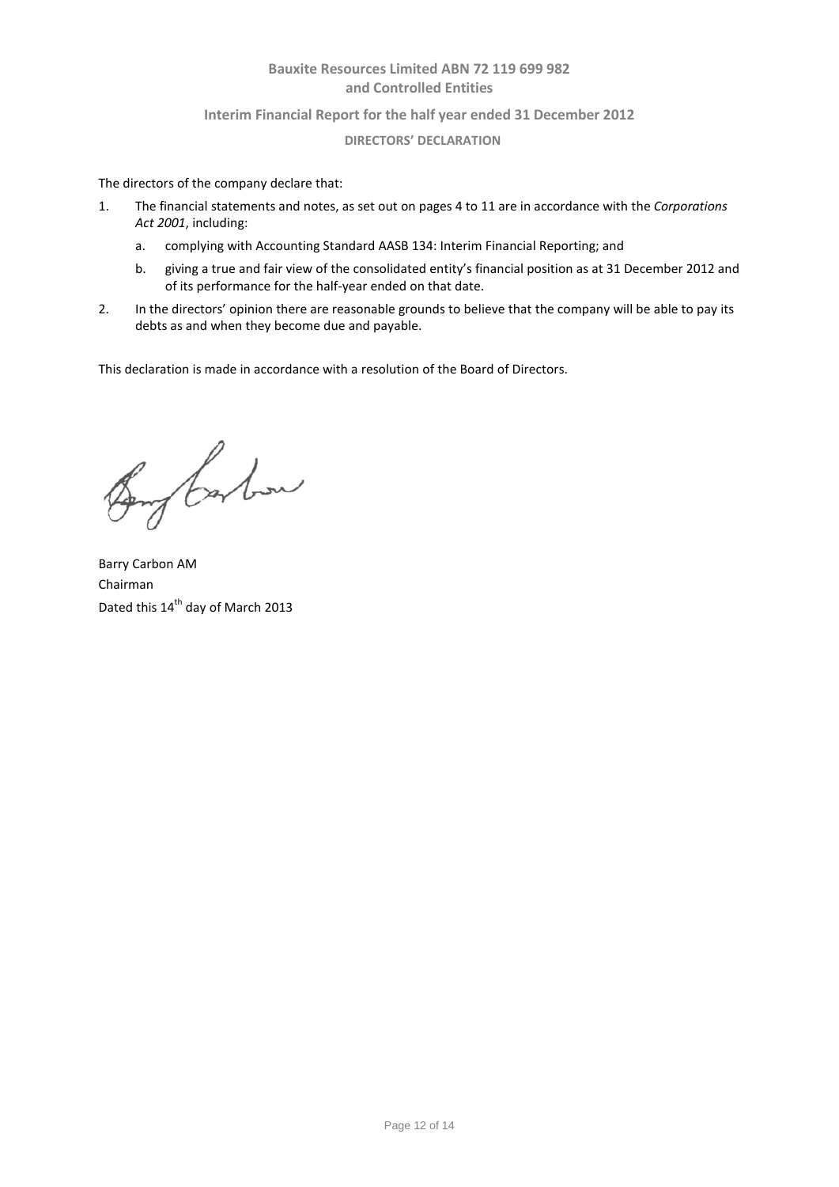**Bauxite Resources Limited ABN 72 119 699 982**
**and Controlled Entities**

**Interim Financial Report for the half year ended 31 December 2012**

**DIRECTORS' DECLARATION**

The directors of the company declare that:

1. The financial statements and notes, as set out on pages 4 to 11 are in accordance with the *Corporations Act 2001*, including:
    a. complying with Accounting Standard AASB 134: Interim Financial Reporting; and
    b. giving a true and fair view of the consolidated entity's financial position as at 31 December 2012 and of its performance for the half-year ended on that date.
2. In the directors' opinion there are reasonable grounds to believe that the company will be able to pay its debts as and when they become due and payable.

This declaration is made in accordance with a resolution of the Board of Directors.

Barry Carbon AM
Chairman
Dated this 14th day of March 2013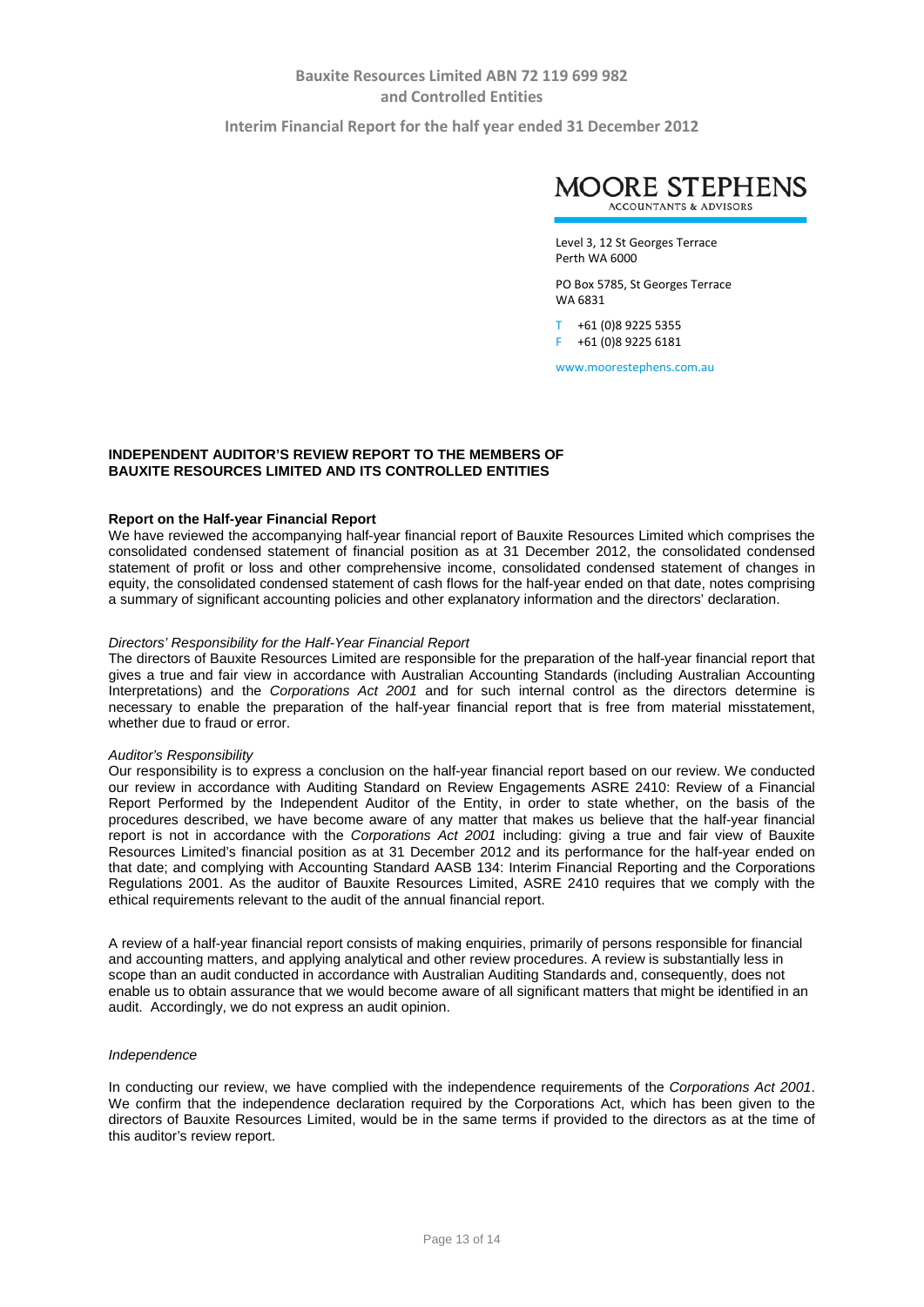MOORE STEPHENS
ACCOUNTANTS & ADVISORS

Level 3, 12 St Georges Terrace
Perth WA 6000

PO Box 5785, St Georges Terrace
WA 6831

T +61 (0)8 9225 5355
F +61 (0)8 9225 6181

www.moorestephens.com.au

## INDEPENDENT AUDITOR'S REVIEW REPORT TO THE MEMBERS OF BAUXITE RESOURCES LIMITED AND ITS CONTROLLED ENTITIES

### Report on the Half-year Financial Report

We have reviewed the accompanying half-year financial report of Bauxite Resources Limited which comprises the consolidated condensed statement of financial position as at 31 December 2012, the consolidated condensed statement of profit or loss and other comprehensive income, consolidated condensed statement of changes in equity, the consolidated condensed statement of cash flows for the half-year ended on that date, notes comprising a summary of significant accounting policies and other explanatory information and the directors' declaration.

*Directors' Responsibility for the Half-Year Financial Report*

The directors of Bauxite Resources Limited are responsible for the preparation of the half-year financial report that gives a true and fair view in accordance with Australian Accounting Standards (including Australian Accounting Interpretations) and the *Corporations Act 2001* and for such internal control as the directors determine is necessary to enable the preparation of the half-year financial report that is free from material misstatement, whether due to fraud or error.

*Auditor's Responsibility*

Our responsibility is to express a conclusion on the half-year financial report based on our review. We conducted our review in accordance with Auditing Standard on Review Engagements ASRE 2410: Review of a Financial Report Performed by the Independent Auditor of the Entity, in order to state whether, on the basis of the procedures described, we have become aware of any matter that makes us believe that the half-year financial report is not in accordance with the *Corporations Act 2001* including: giving a true and fair view of Bauxite Resources Limited's financial position as at 31 December 2012 and its performance for the half-year ended on that date; and complying with Accounting Standard AASB 134: Interim Financial Reporting and the Corporations Regulations 2001. As the auditor of Bauxite Resources Limited, ASRE 2410 requires that we comply with the ethical requirements relevant to the audit of the annual financial report.

A review of a half-year financial report consists of making enquiries, primarily of persons responsible for financial and accounting matters, and applying analytical and other review procedures. A review is substantially less in scope than an audit conducted in accordance with Australian Auditing Standards and, consequently, does not enable us to obtain assurance that we would become aware of all significant matters that might be identified in an audit. Accordingly, we do not express an audit opinion.

*Independence*

In conducting our review, we have complied with the independence requirements of the *Corporations Act 2001*. We confirm that the independence declaration required by the Corporations Act, which has been given to the directors of Bauxite Resources Limited, would be in the same terms if provided to the directors as at the time of this auditor's review report.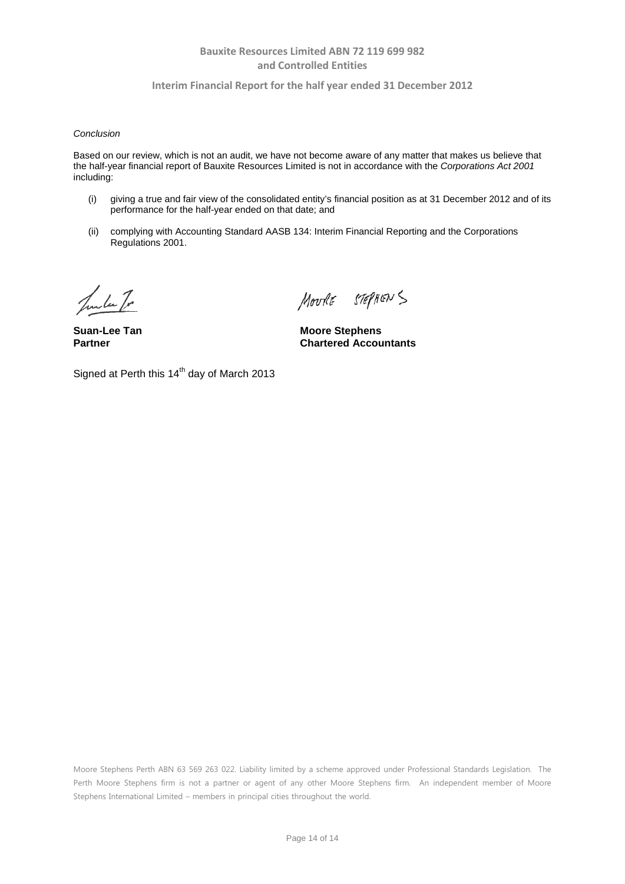*Conclusion*

Based on our review, which is not an audit, we have not become aware of any matter that makes us believe that the half-year financial report of Bauxite Resources Limited is not in accordance with the *Corporations Act 2001* including:

(i) giving a true and fair view of the consolidated entity's financial position as at 31 December 2012 and of its performance for the half-year ended on that date; and

(ii) complying with Accounting Standard AASB 134: Interim Financial Reporting and the Corporations Regulations 2001.

**Suan-Lee Tan**
**Partner**

**Moore Stephens**
**Chartered Accountants**

Signed at Perth this 14th day of March 2013

Moore Stephens Perth ABN 63 569 263 022. Liability limited by a scheme approved under Professional Standards Legislation. The Perth Moore Stephens firm is not a partner or agent of any other Moore Stephens firm. An independent member of Moore Stephens International Limited – members in principal cities throughout the world.